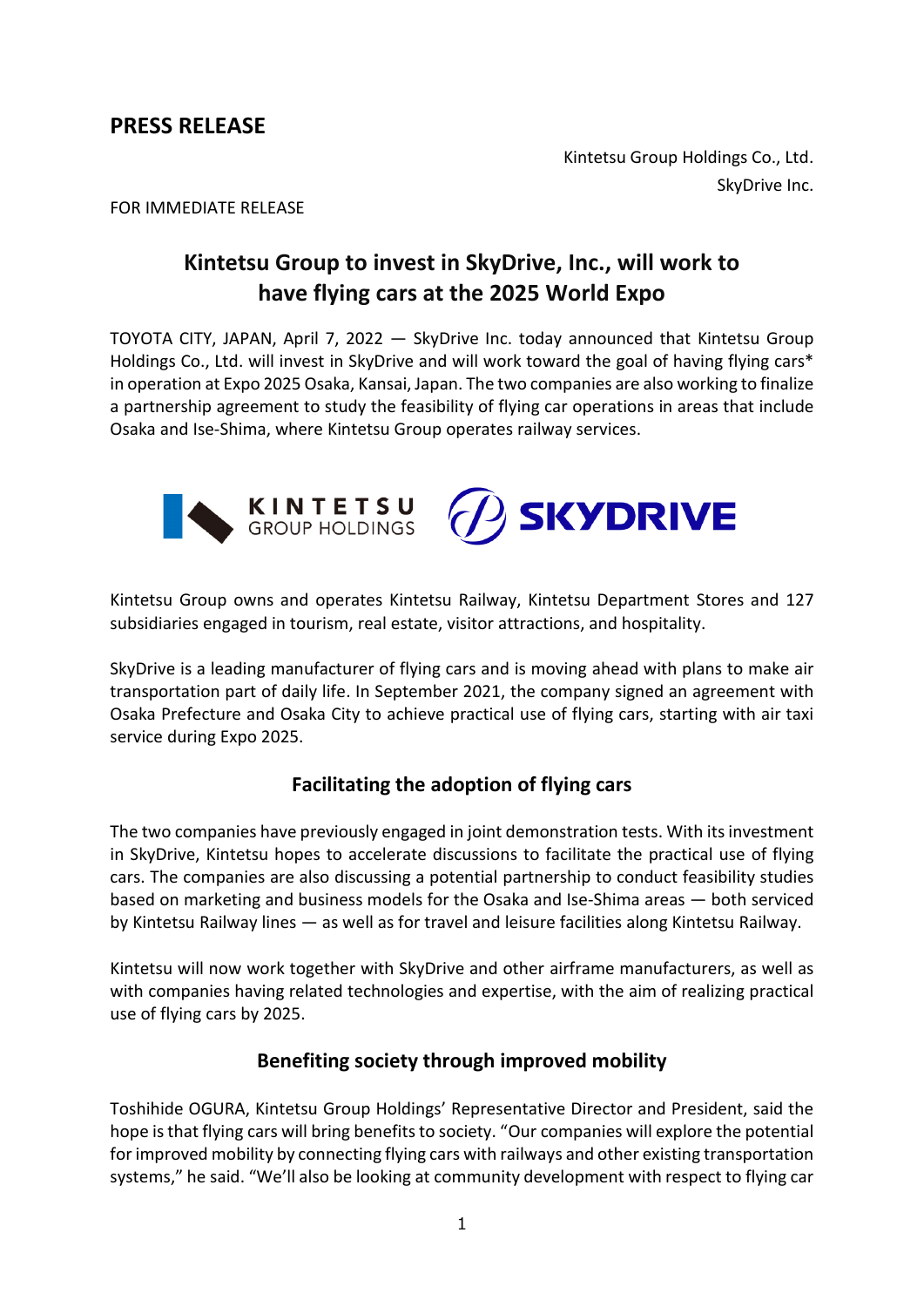# PRESS RELEASE

Kintetsu Group Holdings Co., Ltd.
SkyDrive Inc.

FOR IMMEDIATE RELEASE

## Kintetsu Group to invest in SkyDrive, Inc., will work to have flying cars at the 2025 World Expo

TOYOTA CITY, JAPAN, April 7, 2022 — SkyDrive Inc. today announced that Kintetsu Group Holdings Co., Ltd. will invest in SkyDrive and will work toward the goal of having flying cars* in operation at Expo 2025 Osaka, Kansai, Japan. The two companies are also working to finalize a partnership agreement to study the feasibility of flying car operations in areas that include Osaka and Ise-Shima, where Kintetsu Group operates railway services.

Kintetsu Group owns and operates Kintetsu Railway, Kintetsu Department Stores and 127 subsidiaries engaged in tourism, real estate, visitor attractions, and hospitality.

SkyDrive is a leading manufacturer of flying cars and is moving ahead with plans to make air transportation part of daily life. In September 2021, the company signed an agreement with Osaka Prefecture and Osaka City to achieve practical use of flying cars, starting with air taxi service during Expo 2025.

### Facilitating the adoption of flying cars

The two companies have previously engaged in joint demonstration tests. With its investment in SkyDrive, Kintetsu hopes to accelerate discussions to facilitate the practical use of flying cars. The companies are also discussing a potential partnership to conduct feasibility studies based on marketing and business models for the Osaka and Ise-Shima areas — both serviced by Kintetsu Railway lines — as well as for travel and leisure facilities along Kintetsu Railway.

Kintetsu will now work together with SkyDrive and other airframe manufacturers, as well as with companies having related technologies and expertise, with the aim of realizing practical use of flying cars by 2025.

### Benefiting society through improved mobility

Toshihide OGURA, Kintetsu Group Holdings' Representative Director and President, said the hope is that flying cars will bring benefits to society. "Our companies will explore the potential for improved mobility by connecting flying cars with railways and other existing transportation systems," he said. "We'll also be looking at community development with respect to flying car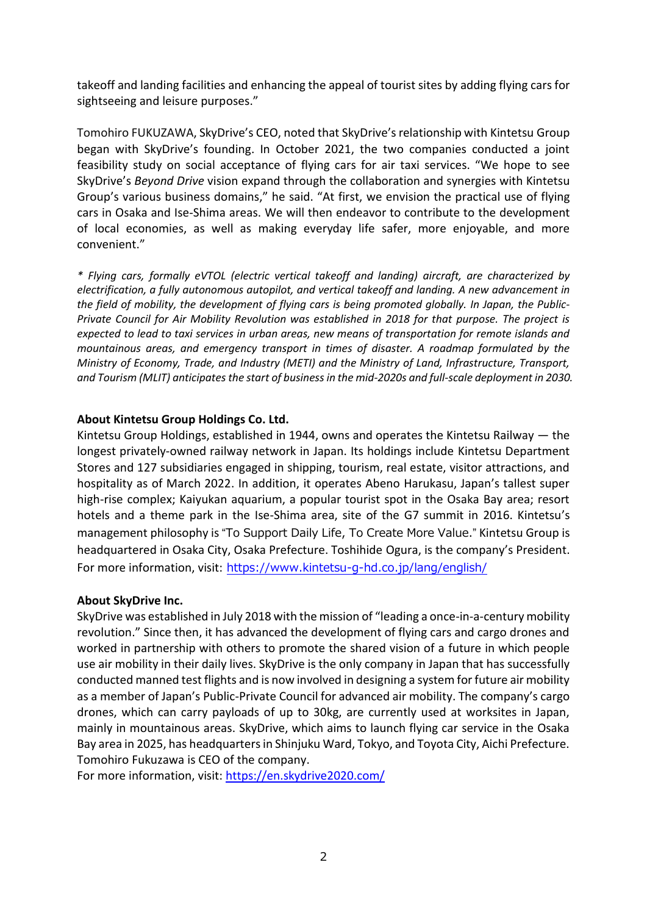takeoff and landing facilities and enhancing the appeal of tourist sites by adding flying cars for sightseeing and leisure purposes."

Tomohiro FUKUZAWA, SkyDrive's CEO, noted that SkyDrive's relationship with Kintetsu Group began with SkyDrive's founding. In October 2021, the two companies conducted a joint feasibility study on social acceptance of flying cars for air taxi services. "We hope to see SkyDrive's *Beyond Drive* vision expand through the collaboration and synergies with Kintetsu Group's various business domains," he said. "At first, we envision the practical use of flying cars in Osaka and Ise-Shima areas. We will then endeavor to contribute to the development of local economies, as well as making everyday life safer, more enjoyable, and more convenient."

*\* Flying cars, formally eVTOL (electric vertical takeoff and landing) aircraft, are characterized by electrification, a fully autonomous autopilot, and vertical takeoff and landing. A new advancement in the field of mobility, the development of flying cars is being promoted globally. In Japan, the Public-Private Council for Air Mobility Revolution was established in 2018 for that purpose. The project is expected to lead to taxi services in urban areas, new means of transportation for remote islands and mountainous areas, and emergency transport in times of disaster. A roadmap formulated by the Ministry of Economy, Trade, and Industry (METI) and the Ministry of Land, Infrastructure, Transport, and Tourism (MLIT) anticipates the start of business in the mid-2020s and full-scale deployment in 2030.*

**About Kintetsu Group Holdings Co. Ltd.**
Kintetsu Group Holdings, established in 1944, owns and operates the Kintetsu Railway — the longest privately-owned railway network in Japan. Its holdings include Kintetsu Department Stores and 127 subsidiaries engaged in shipping, tourism, real estate, visitor attractions, and hospitality as of March 2022. In addition, it operates Abeno Harukasu, Japan's tallest super high-rise complex; Kaiyukan aquarium, a popular tourist spot in the Osaka Bay area; resort hotels and a theme park in the Ise-Shima area, site of the G7 summit in 2016. Kintetsu's management philosophy is "To Support Daily Life, To Create More Value." Kintetsu Group is headquartered in Osaka City, Osaka Prefecture. Toshihide Ogura, is the company's President.
For more information, visit: https://www.kintetsu-g-hd.co.jp/lang/english/

**About SkyDrive Inc.**
SkyDrive was established in July 2018 with the mission of "leading a once-in-a-century mobility revolution." Since then, it has advanced the development of flying cars and cargo drones and worked in partnership with others to promote the shared vision of a future in which people use air mobility in their daily lives. SkyDrive is the only company in Japan that has successfully conducted manned test flights and is now involved in designing a system for future air mobility as a member of Japan's Public-Private Council for advanced air mobility. The company's cargo drones, which can carry payloads of up to 30kg, are currently used at worksites in Japan, mainly in mountainous areas. SkyDrive, which aims to launch flying car service in the Osaka Bay area in 2025, has headquarters in Shinjuku Ward, Tokyo, and Toyota City, Aichi Prefecture. Tomohiro Fukuzawa is CEO of the company.
For more information, visit: https://en.skydrive2020.com/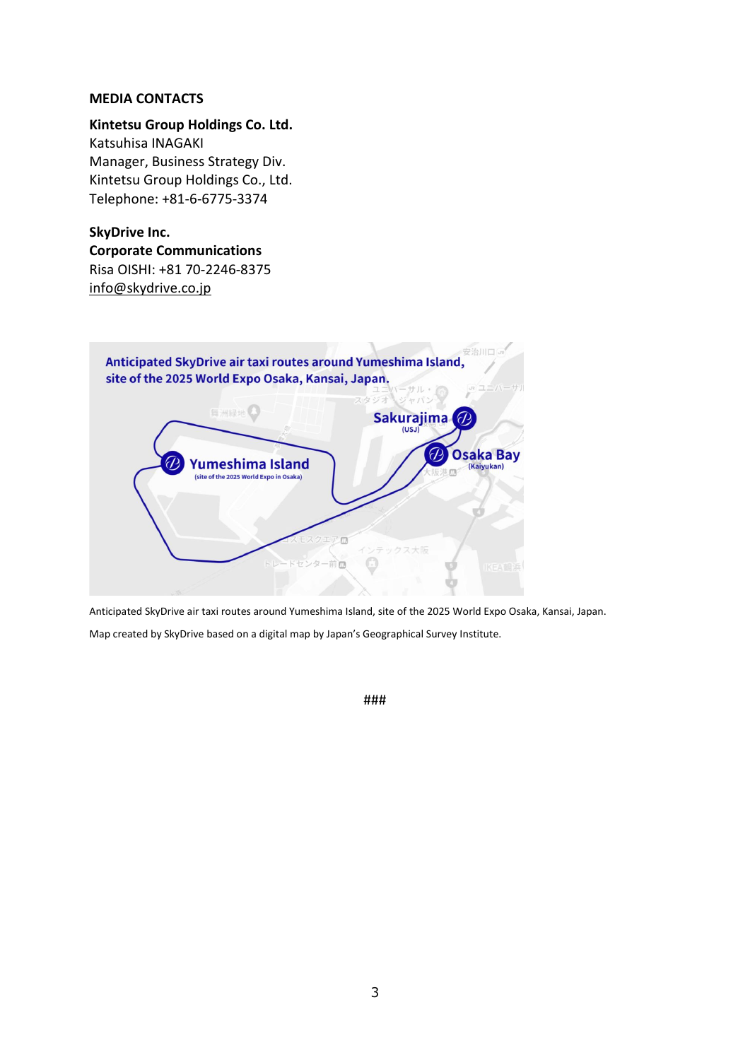**MEDIA CONTACTS**

**Kintetsu Group Holdings Co. Ltd.**
Katsuhisa INAGAKI
Manager, Business Strategy Div.
Kintetsu Group Holdings Co., Ltd.
Telephone: +81-6-6775-3374

**SkyDrive Inc.**
**Corporate Communications**
Risa OISHI: +81 70-2246-8375
info@skydrive.co.jp

Anticipated SkyDrive air taxi routes around Yumeshima Island, site of the 2025 World Expo Osaka, Kansai, Japan.

Sakurajima
(USJ)

Osaka Bay
(Kaiyukan)

Yumeshima Island
(site of the 2025 World Expo in Osaka)

Anticipated SkyDrive air taxi routes around Yumeshima Island, site of the 2025 World Expo Osaka, Kansai, Japan.

Map created by SkyDrive based on a digital map by Japan's Geographical Survey Institute.

###